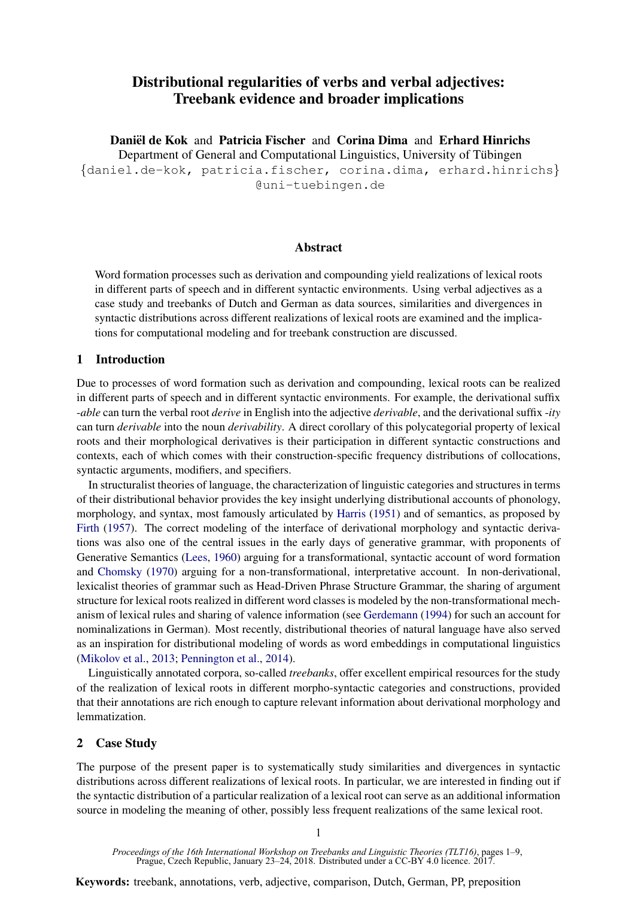# Distributional regularities of verbs and verbal adjectives: Treebank evidence and broader implications

**Daniël de Kok** and **Patricia Fischer** and **Corina Dima** and **Erhard Hinrichs**
Department of General and Computational Linguistics, University of Tübingen
{daniel.de-kok, patricia.fischer, corina.dima, erhard.hinrichs}
@uni-tuebingen.de

## Abstract

Word formation processes such as derivation and compounding yield realizations of lexical roots in different parts of speech and in different syntactic environments. Using verbal adjectives as a case study and treebanks of Dutch and German as data sources, similarities and divergences in syntactic distributions across different realizations of lexical roots are examined and the implications for computational modeling and for treebank construction are discussed.

## 1 Introduction

Due to processes of word formation such as derivation and compounding, lexical roots can be realized in different parts of speech and in different syntactic environments. For example, the derivational suffix *-able* can turn the verbal root *derive* in English into the adjective *derivable*, and the derivational suffix *-ity* can turn *derivable* into the noun *derivability*. A direct corollary of this polycategorial property of lexical roots and their morphological derivatives is their participation in different syntactic constructions and contexts, each of which comes with their construction-specific frequency distributions of collocations, syntactic arguments, modifiers, and specifiers.

In structuralist theories of language, the characterization of linguistic categories and structures in terms of their distributional behavior provides the key insight underlying distributional accounts of phonology, morphology, and syntax, most famously articulated by Harris (1951) and of semantics, as proposed by Firth (1957). The correct modeling of the interface of derivational morphology and syntactic derivations was also one of the central issues in the early days of generative grammar, with proponents of Generative Semantics (Lees, 1960) arguing for a transformational, syntactic account of word formation and Chomsky (1970) arguing for a non-transformational, interpretative account. In non-derivational, lexicalist theories of grammar such as Head-Driven Phrase Structure Grammar, the sharing of argument structure for lexical roots realized in different word classes is modeled by the non-transformational mechanism of lexical rules and sharing of valence information (see Gerdemann (1994) for such an account for nominalizations in German). Most recently, distributional theories of natural language have also served as an inspiration for distributional modeling of words as word embeddings in computational linguistics (Mikolov et al., 2013; Pennington et al., 2014).

Linguistically annotated corpora, so-called *treebanks*, offer excellent empirical resources for the study of the realization of lexical roots in different morpho-syntactic categories and constructions, provided that their annotations are rich enough to capture relevant information about derivational morphology and lemmatization.

## 2 Case Study

The purpose of the present paper is to systematically study similarities and divergences in syntactic distributions across different realizations of lexical roots. In particular, we are interested in finding out if the syntactic distribution of a particular realization of a lexical root can serve as an additional information source in modeling the meaning of other, possibly less frequent realizations of the same lexical root.

*Proceedings of the 16th International Workshop on Treebanks and Linguistic Theories (TLT16)*, pages 1–9, Prague, Czech Republic, January 23–24, 2018. Distributed under a CC-BY 4.0 licence. 2017.

**Keywords:** treebank, annotations, verb, adjective, comparison, Dutch, German, PP, preposition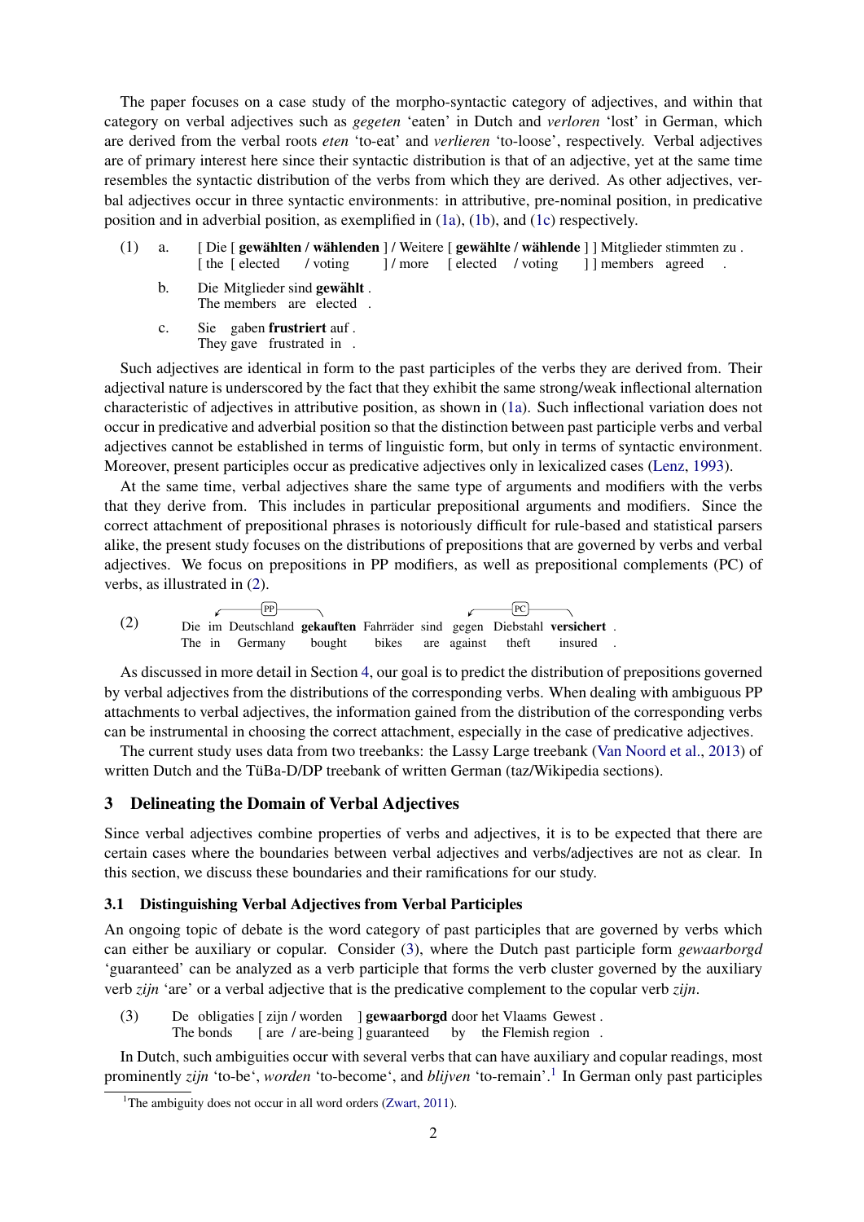The paper focuses on a case study of the morpho-syntactic category of adjectives, and within that category on verbal adjectives such as *gegeten* 'eaten' in Dutch and *verloren* 'lost' in German, which are derived from the verbal roots *eten* 'to-eat' and *verlieren* 'to-loose', respectively. Verbal adjectives are of primary interest here since their syntactic distribution is that of an adjective, yet at the same time resembles the syntactic distribution of the verbs from which they are derived. As other adjectives, verbal adjectives occur in three syntactic environments: in attributive, pre-nominal position, in predicative position and in adverbial position, as exemplified in (1a), (1b), and (1c) respectively.

(1) a. [ Die [ **gewählten / wählenden** ] / Weitere [ **gewählte / wählende** ] ] Mitglieder stimmten zu .
[ the [ elected / voting ] / more [ elected / voting ] ] members agreed .

b. Die Mitglieder sind **gewählt** .
The members are elected .

c. Sie gaben **frustriert** auf .
They gave frustrated in .

Such adjectives are identical in form to the past participles of the verbs they are derived from. Their adjectival nature is underscored by the fact that they exhibit the same strong/weak inflectional alternation characteristic of adjectives in attributive position, as shown in (1a). Such inflectional variation does not occur in predicative and adverbial position so that the distinction between past participle verbs and verbal adjectives cannot be established in terms of linguistic form, but only in terms of syntactic environment. Moreover, present participles occur as predicative adjectives only in lexicalized cases (Lenz, 1993).

At the same time, verbal adjectives share the same type of arguments and modifiers with the verbs that they derive from. This includes in particular prepositional arguments and modifiers. Since the correct attachment of prepositional phrases is notoriously difficult for rule-based and statistical parsers alike, the present study focuses on the distributions of prepositions that are governed by verbs and verbal adjectives. We focus on prepositions in PP modifiers, as well as prepositional complements (PC) of verbs, as illustrated in (2).

(2) Die im Deutschland **gekauften** Fahrräder sind gegen Diebstahl **versichert** .
The in Germany bought bikes are against theft insured .

(Arcs: PP from *gekauften* to *im*; PC from *versichert* to *gegen*.)

As discussed in more detail in Section 4, our goal is to predict the distribution of prepositions governed by verbal adjectives from the distributions of the corresponding verbs. When dealing with ambiguous PP attachments to verbal adjectives, the information gained from the distribution of the corresponding verbs can be instrumental in choosing the correct attachment, especially in the case of predicative adjectives.

The current study uses data from two treebanks: the Lassy Large treebank (Van Noord et al., 2013) of written Dutch and the TüBa-D/DP treebank of written German (taz/Wikipedia sections).

## 3 Delineating the Domain of Verbal Adjectives

Since verbal adjectives combine properties of verbs and adjectives, it is to be expected that there are certain cases where the boundaries between verbal adjectives and verbs/adjectives are not as clear. In this section, we discuss these boundaries and their ramifications for our study.

### 3.1 Distinguishing Verbal Adjectives from Verbal Participles

An ongoing topic of debate is the word category of past participles that are governed by verbs which can either be auxiliary or copular. Consider (3), where the Dutch past participle form *gewaarborgd* 'guaranteed' can be analyzed as a verb participle that forms the verb cluster governed by the auxiliary verb *zijn* 'are' or a verbal adjective that is the predicative complement to the copular verb *zijn*.

(3) De obligaties [ zijn / worden ] **gewaarborgd** door het Vlaams Gewest .
The bonds [ are / are-being ] guaranteed by the Flemish region .

In Dutch, such ambiguities occur with several verbs that can have auxiliary and copular readings, most prominently *zijn* 'to-be', *worden* 'to-become', and *blijven* 'to-remain'.[1] In German only past participles

[1] The ambiguity does not occur in all word orders (Zwart, 2011).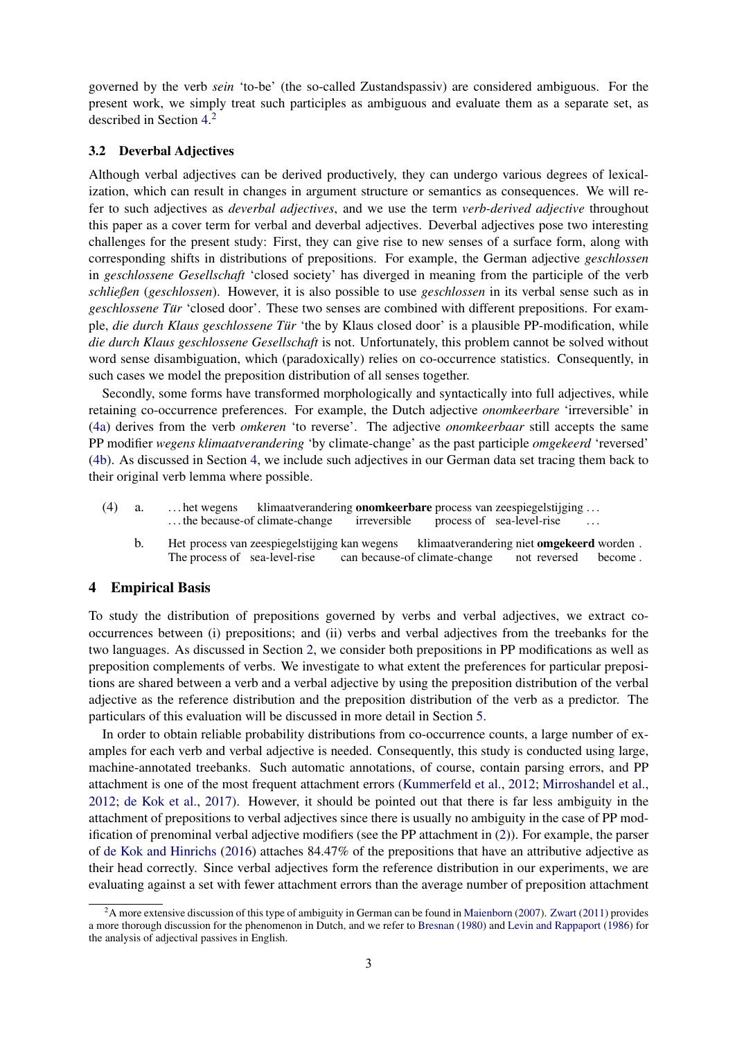governed by the verb *sein* 'to-be' (the so-called Zustandspassiv) are considered ambiguous. For the present work, we simply treat such participles as ambiguous and evaluate them as a separate set, as described in Section 4.[2]

### 3.2 Deverbal Adjectives

Although verbal adjectives can be derived productively, they can undergo various degrees of lexicalization, which can result in changes in argument structure or semantics as consequences. We will refer to such adjectives as *deverbal adjectives*, and we use the term *verb-derived adjective* throughout this paper as a cover term for verbal and deverbal adjectives. Deverbal adjectives pose two interesting challenges for the present study: First, they can give rise to new senses of a surface form, along with corresponding shifts in distributions of prepositions. For example, the German adjective *geschlossen* in *geschlossene Gesellschaft* 'closed society' has diverged in meaning from the participle of the verb *schließen* (*geschlossen*). However, it is also possible to use *geschlossen* in its verbal sense such as in *geschlossene Tür* 'closed door'. These two senses are combined with different prepositions. For example, *die durch Klaus geschlossene Tür* 'the by Klaus closed door' is a plausible PP-modification, while *die durch Klaus geschlossene Gesellschaft* is not. Unfortunately, this problem cannot be solved without word sense disambiguation, which (paradoxically) relies on co-occurrence statistics. Consequently, in such cases we model the preposition distribution of all senses together.

Secondly, some forms have transformed morphologically and syntactically into full adjectives, while retaining co-occurrence preferences. For example, the Dutch adjective *onomkeerbare* 'irreversible' in (4a) derives from the verb *omkeren* 'to reverse'. The adjective *onomkeerbaar* still accepts the same PP modifier *wegens klimaatverandering* 'by climate-change' as the past participle *omgekeerd* 'reversed' (4b). As discussed in Section 4, we include such adjectives in our German data set tracing them back to their original verb lemma where possible.

(4) a. ... het wegens klimaatverandering **onomkeerbare** process van zeespiegelstijging ...
... the because-of climate-change irreversible process of sea-level-rise ...

b. Het process van zeespiegelstijging kan wegens klimaatverandering niet **omgekeerd** worden .
The process of sea-level-rise can because-of climate-change not reversed become .

## 4 Empirical Basis

To study the distribution of prepositions governed by verbs and verbal adjectives, we extract co-occurrences between (i) prepositions; and (ii) verbs and verbal adjectives from the treebanks for the two languages. As discussed in Section 2, we consider both prepositions in PP modifications as well as preposition complements of verbs. We investigate to what extent the preferences for particular prepositions are shared between a verb and a verbal adjective by using the preposition distribution of the verbal adjective as the reference distribution and the preposition distribution of the verb as a predictor. The particulars of this evaluation will be discussed in more detail in Section 5.

In order to obtain reliable probability distributions from co-occurrence counts, a large number of examples for each verb and verbal adjective is needed. Consequently, this study is conducted using large, machine-annotated treebanks. Such automatic annotations, of course, contain parsing errors, and PP attachment is one of the most frequent attachment errors (Kummerfeld et al., 2012; Mirroshandel et al., 2012; de Kok et al., 2017). However, it should be pointed out that there is far less ambiguity in the attachment of prepositions to verbal adjectives since there is usually no ambiguity in the case of PP modification of prenominal verbal adjective modifiers (see the PP attachment in (2)). For example, the parser of de Kok and Hinrichs (2016) attaches 84.47% of the prepositions that have an attributive adjective as their head correctly. Since verbal adjectives form the reference distribution in our experiments, we are evaluating against a set with fewer attachment errors than the average number of preposition attachment

[2]A more extensive discussion of this type of ambiguity in German can be found in Maienborn (2007). Zwart (2011) provides a more thorough discussion for the phenomenon in Dutch, and we refer to Bresnan (1980) and Levin and Rappaport (1986) for the analysis of adjectival passives in English.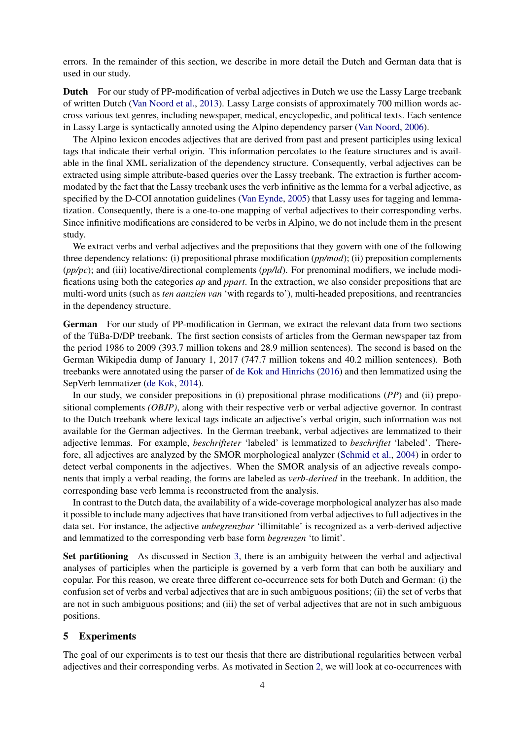errors. In the remainder of this section, we describe in more detail the Dutch and German data that is used in our study.

**Dutch** For our study of PP-modification of verbal adjectives in Dutch we use the Lassy Large treebank of written Dutch (Van Noord et al., 2013). Lassy Large consists of approximately 700 million words accross various text genres, including newspaper, medical, encyclopedic, and political texts. Each sentence in Lassy Large is syntactically annoted using the Alpino dependency parser (Van Noord, 2006).

The Alpino lexicon encodes adjectives that are derived from past and present participles using lexical tags that indicate their verbal origin. This information percolates to the feature structures and is available in the final XML serialization of the dependency structure. Consequently, verbal adjectives can be extracted using simple attribute-based queries over the Lassy treebank. The extraction is further accommodated by the fact that the Lassy treebank uses the verb infinitive as the lemma for a verbal adjective, as specified by the D-COI annotation guidelines (Van Eynde, 2005) that Lassy uses for tagging and lemmatization. Consequently, there is a one-to-one mapping of verbal adjectives to their corresponding verbs. Since infinitive modifications are considered to be verbs in Alpino, we do not include them in the present study.

We extract verbs and verbal adjectives and the prepositions that they govern with one of the following three dependency relations: (i) prepositional phrase modification (*pp/mod*); (ii) preposition complements (*pp/pc*); and (iii) locative/directional complements (*pp/ld*). For prenominal modifiers, we include modifications using both the categories *ap* and *ppart*. In the extraction, we also consider prepositions that are multi-word units (such as *ten aanzien van* 'with regards to'), multi-headed prepositions, and reentrancies in the dependency structure.

**German** For our study of PP-modification in German, we extract the relevant data from two sections of the TüBa-D/DP treebank. The first section consists of articles from the German newspaper taz from the period 1986 to 2009 (393.7 million tokens and 28.9 million sentences). The second is based on the German Wikipedia dump of January 1, 2017 (747.7 million tokens and 40.2 million sentences). Both treebanks were annotated using the parser of de Kok and Hinrichs (2016) and then lemmatized using the SepVerb lemmatizer (de Kok, 2014).

In our study, we consider prepositions in (i) prepositional phrase modifications (*PP*) and (ii) prepositional complements *(OBJP)*, along with their respective verb or verbal adjective governor. In contrast to the Dutch treebank where lexical tags indicate an adjective's verbal origin, such information was not available for the German adjectives. In the German treebank, verbal adjectives are lemmatized to their adjective lemmas. For example, *beschrifteter* 'labeled' is lemmatized to *beschriftet* 'labeled'. Therefore, all adjectives are analyzed by the SMOR morphological analyzer (Schmid et al., 2004) in order to detect verbal components in the adjectives. When the SMOR analysis of an adjective reveals components that imply a verbal reading, the forms are labeled as *verb-derived* in the treebank. In addition, the corresponding base verb lemma is reconstructed from the analysis.

In contrast to the Dutch data, the availability of a wide-coverage morphological analyzer has also made it possible to include many adjectives that have transitioned from verbal adjectives to full adjectives in the data set. For instance, the adjective *unbegrenzbar* 'illimitable' is recognized as a verb-derived adjective and lemmatized to the corresponding verb base form *begrenzen* 'to limit'.

**Set partitioning** As discussed in Section 3, there is an ambiguity between the verbal and adjectival analyses of participles when the participle is governed by a verb form that can both be auxiliary and copular. For this reason, we create three different co-occurrence sets for both Dutch and German: (i) the confusion set of verbs and verbal adjectives that are in such ambiguous positions; (ii) the set of verbs that are not in such ambiguous positions; and (iii) the set of verbal adjectives that are not in such ambiguous positions.

## 5 Experiments

The goal of our experiments is to test our thesis that there are distributional regularities between verbal adjectives and their corresponding verbs. As motivated in Section 2, we will look at co-occurrences with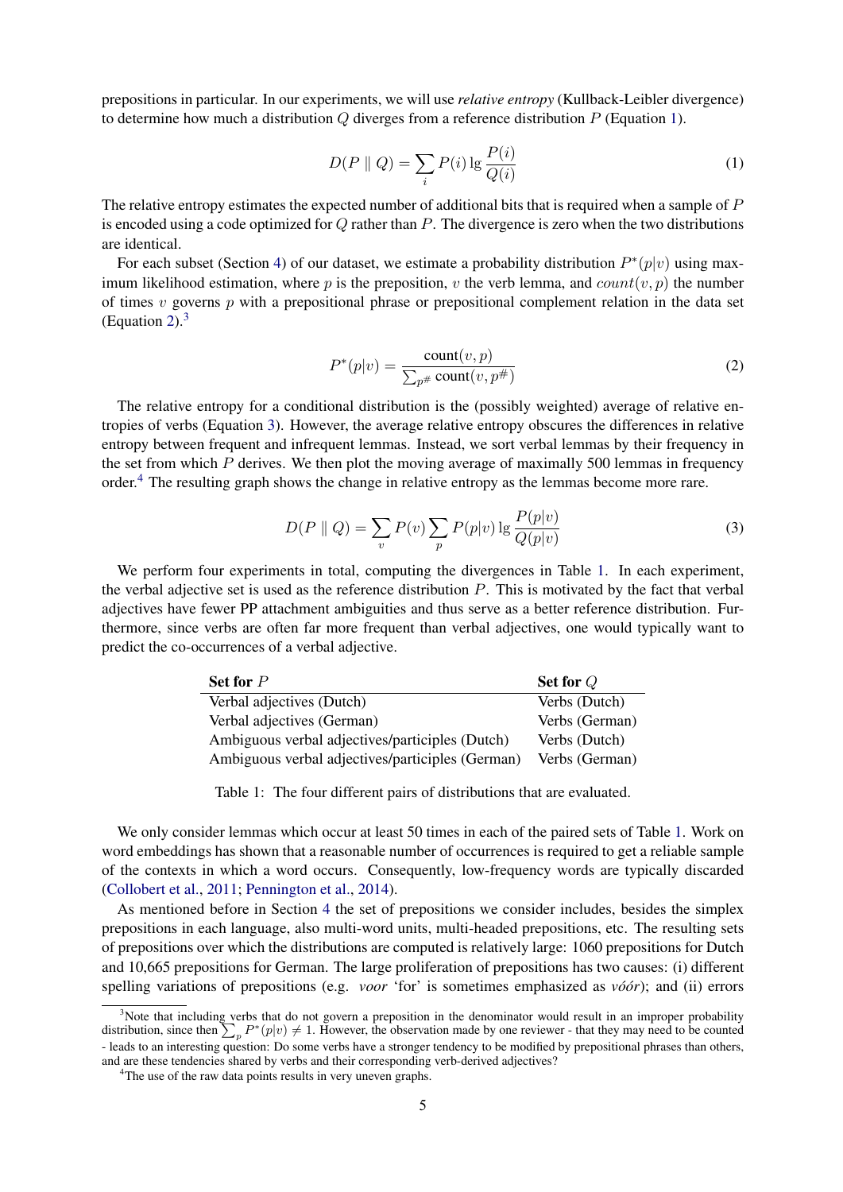prepositions in particular. In our experiments, we will use *relative entropy* (Kullback-Leibler divergence) to determine how much a distribution $Q$ diverges from a reference distribution $P$ (Equation 1).

$$D(P \parallel Q) = \sum_i P(i) \lg \frac{P(i)}{Q(i)} \tag{1}$$

The relative entropy estimates the expected number of additional bits that is required when a sample of $P$ is encoded using a code optimized for $Q$ rather than $P$. The divergence is zero when the two distributions are identical.

For each subset (Section 4) of our dataset, we estimate a probability distribution $P^*(p|v)$ using maximum likelihood estimation, where $p$ is the preposition, $v$ the verb lemma, and $count(v, p)$ the number of times $v$ governs $p$ with a prepositional phrase or prepositional complement relation in the data set (Equation 2).[3]

$$P^*(p|v) = \frac{\text{count}(v, p)}{\sum_{p^\#} \text{count}(v, p^\#)} \tag{2}$$

The relative entropy for a conditional distribution is the (possibly weighted) average of relative entropies of verbs (Equation 3). However, the average relative entropy obscures the differences in relative entropy between frequent and infrequent lemmas. Instead, we sort verbal lemmas by their frequency in the set from which $P$ derives. We then plot the moving average of maximally 500 lemmas in frequency order.[4] The resulting graph shows the change in relative entropy as the lemmas become more rare.

$$D(P \parallel Q) = \sum_v P(v) \sum_p P(p|v) \lg \frac{P(p|v)}{Q(p|v)} \tag{3}$$

We perform four experiments in total, computing the divergences in Table 1. In each experiment, the verbal adjective set is used as the reference distribution $P$. This is motivated by the fact that verbal adjectives have fewer PP attachment ambiguities and thus serve as a better reference distribution. Furthermore, since verbs are often far more frequent than verbal adjectives, one would typically want to predict the co-occurrences of a verbal adjective.

| **Set for $P$** | **Set for $Q$** |
| --- | --- |
| Verbal adjectives (Dutch) | Verbs (Dutch) |
| Verbal adjectives (German) | Verbs (German) |
| Ambiguous verbal adjectives/participles (Dutch) | Verbs (Dutch) |
| Ambiguous verbal adjectives/participles (German) | Verbs (German) |

Table 1: The four different pairs of distributions that are evaluated.

We only consider lemmas which occur at least 50 times in each of the paired sets of Table 1. Work on word embeddings has shown that a reasonable number of occurrences is required to get a reliable sample of the contexts in which a word occurs. Consequently, low-frequency words are typically discarded (Collobert et al., 2011; Pennington et al., 2014).

As mentioned before in Section 4 the set of prepositions we consider includes, besides the simplex prepositions in each language, also multi-word units, multi-headed prepositions, etc. The resulting sets of prepositions over which the distributions are computed is relatively large: 1060 prepositions for Dutch and 10,665 prepositions for German. The large proliferation of prepositions has two causes: (i) different spelling variations of prepositions (e.g. *voor* 'for' is sometimes emphasized as *vóór*); and (ii) errors

[3] Note that including verbs that do not govern a preposition in the denominator would result in an improper probability distribution, since then $\sum_p P^*(p|v) \neq 1$. However, the observation made by one reviewer - that they may need to be counted - leads to an interesting question: Do some verbs have a stronger tendency to be modified by prepositional phrases than others, and are these tendencies shared by verbs and their corresponding verb-derived adjectives?

[4] The use of the raw data points results in very uneven graphs.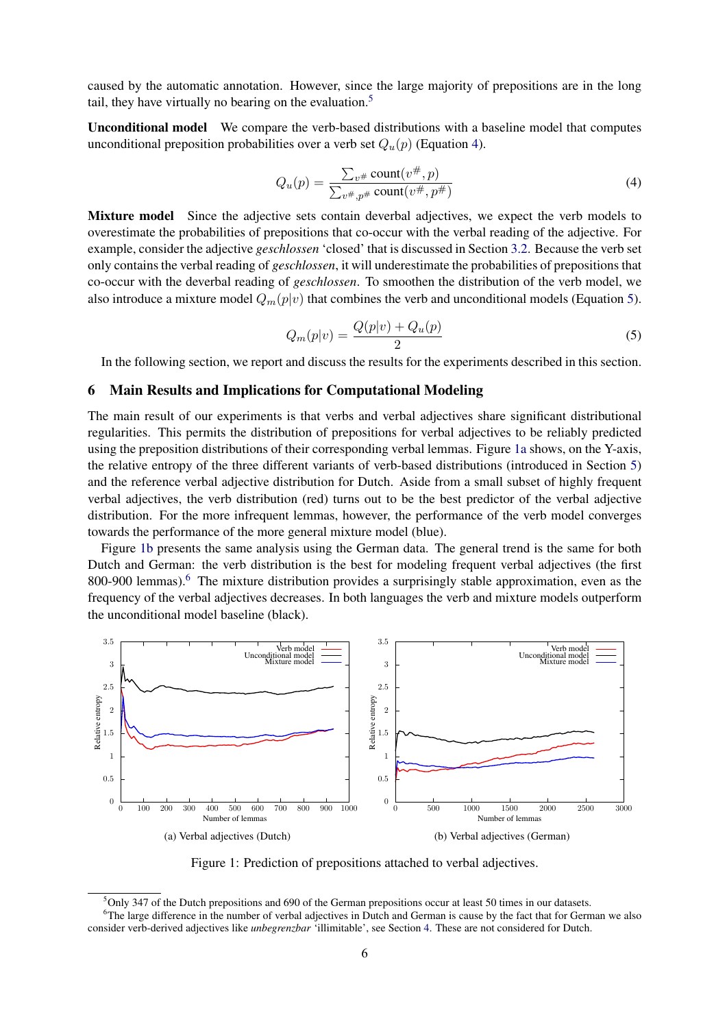caused by the automatic annotation. However, since the large majority of prepositions are in the long tail, they have virtually no bearing on the evaluation.[5]

**Unconditional model** We compare the verb-based distributions with a baseline model that computes unconditional preposition probabilities over a verb set $Q_u(p)$ (Equation 4).

$$Q_u(p) = \frac{\sum_{v^\#} \text{count}(v^\#, p)}{\sum_{v^\#, p^\#} \text{count}(v^\#, p^\#)} \tag{4}$$

**Mixture model** Since the adjective sets contain deverbal adjectives, we expect the verb models to overestimate the probabilities of prepositions that co-occur with the verbal reading of the adjective. For example, consider the adjective *geschlossen* 'closed' that is discussed in Section 3.2. Because the verb set only contains the verbal reading of *geschlossen*, it will underestimate the probabilities of prepositions that co-occur with the deverbal reading of *geschlossen*. To smoothen the distribution of the verb model, we also introduce a mixture model $Q_m(p|v)$ that combines the verb and unconditional models (Equation 5).

$$Q_m(p|v) = \frac{Q(p|v) + Q_u(p)}{2} \tag{5}$$

In the following section, we report and discuss the results for the experiments described in this section.

## 6 Main Results and Implications for Computational Modeling

The main result of our experiments is that verbs and verbal adjectives share significant distributional regularities. This permits the distribution of prepositions for verbal adjectives to be reliably predicted using the preposition distributions of their corresponding verbal lemmas. Figure 1a shows, on the Y-axis, the relative entropy of the three different variants of verb-based distributions (introduced in Section 5) and the reference verbal adjective distribution for Dutch. Aside from a small subset of highly frequent verbal adjectives, the verb distribution (red) turns out to be the best predictor of the verbal adjective distribution. For the more infrequent lemmas, however, the performance of the verb model converges towards the performance of the more general mixture model (blue).

Figure 1b presents the same analysis using the German data. The general trend is the same for both Dutch and German: the verb distribution is the best for modeling frequent verbal adjectives (the first 800-900 lemmas).[6] The mixture distribution provides a surprisingly stable approximation, even as the frequency of the verbal adjectives decreases. In both languages the verb and mixture models outperform the unconditional model baseline (black).

(a) Verbal adjectives (Dutch)

(b) Verbal adjectives (German)

Figure 1: Prediction of prepositions attached to verbal adjectives.

[5] Only 347 of the Dutch prepositions and 690 of the German prepositions occur at least 50 times in our datasets.

[6] The large difference in the number of verbal adjectives in Dutch and German is cause by the fact that for German we also consider verb-derived adjectives like *unbegrenzbar* 'illimitable', see Section 4. These are not considered for Dutch.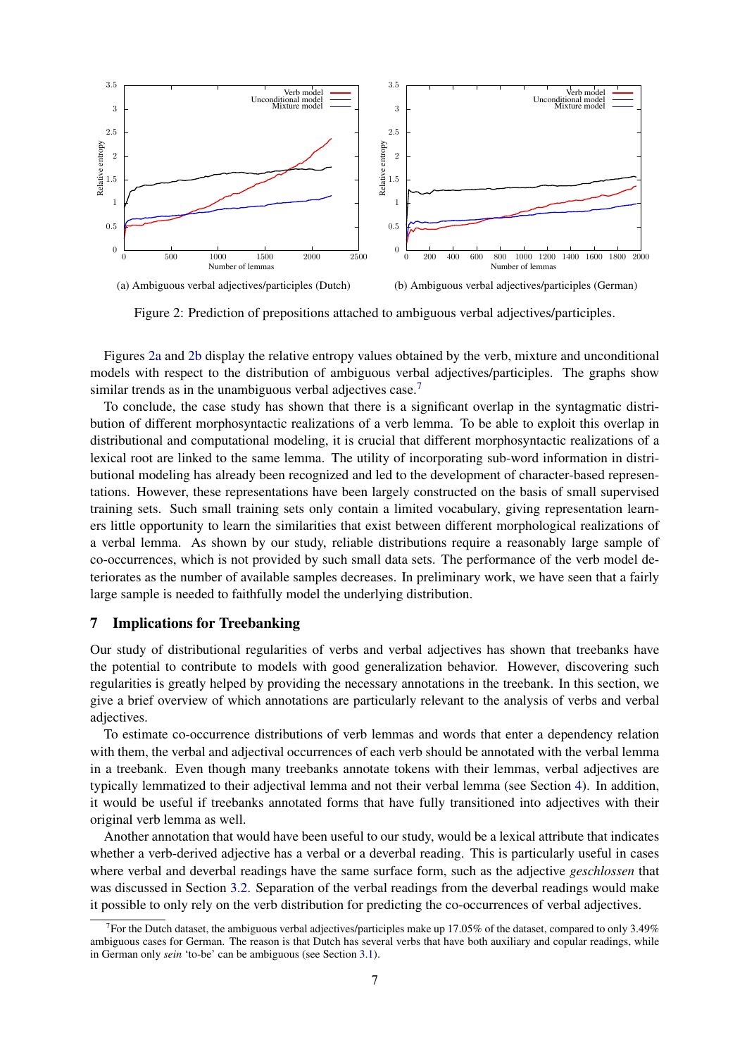(a) Ambiguous verbal adjectives/participles (Dutch)

(b) Ambiguous verbal adjectives/participles (German)

Figure 2: Prediction of prepositions attached to ambiguous verbal adjectives/participles.

Figures 2a and 2b display the relative entropy values obtained by the verb, mixture and unconditional models with respect to the distribution of ambiguous verbal adjectives/participles. The graphs show similar trends as in the unambiguous verbal adjectives case.[7]

To conclude, the case study has shown that there is a significant overlap in the syntagmatic distribution of different morphosyntactic realizations of a verb lemma. To be able to exploit this overlap in distributional and computational modeling, it is crucial that different morphosyntactic realizations of a lexical root are linked to the same lemma. The utility of incorporating sub-word information in distributional modeling has already been recognized and led to the development of character-based representations. However, these representations have been largely constructed on the basis of small supervised training sets. Such small training sets only contain a limited vocabulary, giving representation learners little opportunity to learn the similarities that exist between different morphological realizations of a verbal lemma. As shown by our study, reliable distributions require a reasonably large sample of co-occurrences, which is not provided by such small data sets. The performance of the verb model deteriorates as the number of available samples decreases. In preliminary work, we have seen that a fairly large sample is needed to faithfully model the underlying distribution.

## 7 Implications for Treebanking

Our study of distributional regularities of verbs and verbal adjectives has shown that treebanks have the potential to contribute to models with good generalization behavior. However, discovering such regularities is greatly helped by providing the necessary annotations in the treebank. In this section, we give a brief overview of which annotations are particularly relevant to the analysis of verbs and verbal adjectives.

To estimate co-occurrence distributions of verb lemmas and words that enter a dependency relation with them, the verbal and adjectival occurrences of each verb should be annotated with the verbal lemma in a treebank. Even though many treebanks annotate tokens with their lemmas, verbal adjectives are typically lemmatized to their adjectival lemma and not their verbal lemma (see Section 4). In addition, it would be useful if treebanks annotated forms that have fully transitioned into adjectives with their original verb lemma as well.

Another annotation that would have been useful to our study, would be a lexical attribute that indicates whether a verb-derived adjective has a verbal or a deverbal reading. This is particularly useful in cases where verbal and deverbal readings have the same surface form, such as the adjective *geschlossen* that was discussed in Section 3.2. Separation of the verbal readings from the deverbal readings would make it possible to only rely on the verb distribution for predicting the co-occurrences of verbal adjectives.

[7] For the Dutch dataset, the ambiguous verbal adjectives/participles make up 17.05% of the dataset, compared to only 3.49% ambiguous cases for German. The reason is that Dutch has several verbs that have both auxiliary and copular readings, while in German only *sein* 'to-be' can be ambiguous (see Section 3.1).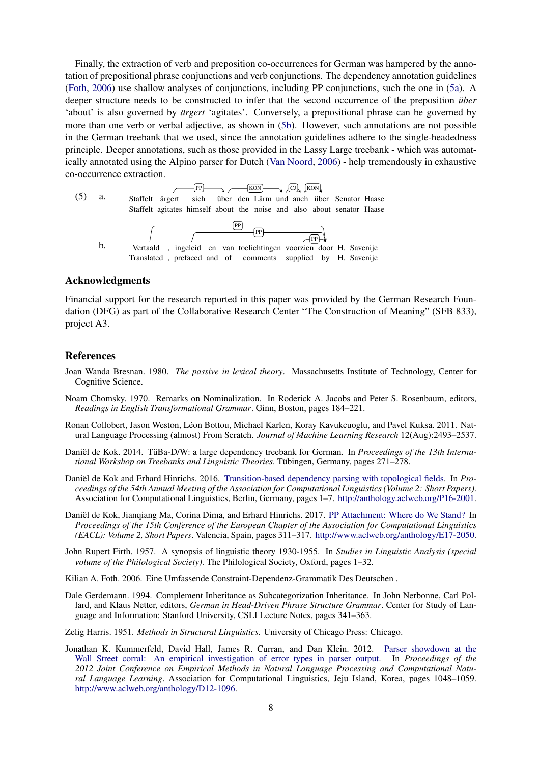Finally, the extraction of verb and preposition co-occurrences for German was hampered by the annotation of prepositional phrase conjunctions and verb conjunctions. The dependency annotation guidelines (Foth, 2006) use shallow analyses of conjunctions, including PP conjunctions, such the one in (5a). A deeper structure needs to be constructed to infer that the second occurrence of the preposition *über* 'about' is also governed by *ärgert* 'agitates'. Conversely, a prepositional phrase can be governed by more than one verb or verbal adjective, as shown in (5b). However, such annotations are not possible in the German treebank that we used, since the annotation guidelines adhere to the single-headedness principle. Deeper annotations, such as those provided in the Lassy Large treebank - which was automatically annotated using the Alpino parser for Dutch (Van Noord, 2006) - help tremendously in exhaustive co-occurrence extraction.

(5) a. Staffelt ärgert sich über den Lärm und auch über Senator Haase
Staffelt agitates himself about the noise and also about senator Haase
[Dependency arcs: PP, KON, CJ, KON]

b. Vertaald , ingeleid en van toelichtingen voorzien door H. Savenije
Translated , prefaced and of comments supplied by H. Savenije
[Dependency arcs: PP, PP, PP]

## Acknowledgments

Financial support for the research reported in this paper was provided by the German Research Foundation (DFG) as part of the Collaborative Research Center "The Construction of Meaning" (SFB 833), project A3.

## References

Joan Wanda Bresnan. 1980. *The passive in lexical theory*. Massachusetts Institute of Technology, Center for Cognitive Science.

Noam Chomsky. 1970. Remarks on Nominalization. In Roderick A. Jacobs and Peter S. Rosenbaum, editors, *Readings in English Transformational Grammar*. Ginn, Boston, pages 184–221.

Ronan Collobert, Jason Weston, Léon Bottou, Michael Karlen, Koray Kavukcuoglu, and Pavel Kuksa. 2011. Natural Language Processing (almost) From Scratch. *Journal of Machine Learning Research* 12(Aug):2493–2537.

Daniël de Kok. 2014. TüBa-D/W: a large dependency treebank for German. In *Proceedings of the 13th International Workshop on Treebanks and Linguistic Theories*. Tübingen, Germany, pages 271–278.

Daniël de Kok and Erhard Hinrichs. 2016. Transition-based dependency parsing with topological fields. In *Proceedings of the 54th Annual Meeting of the Association for Computational Linguistics (Volume 2: Short Papers)*. Association for Computational Linguistics, Berlin, Germany, pages 1–7. http://anthology.aclweb.org/P16-2001.

Daniël de Kok, Jianqiang Ma, Corina Dima, and Erhard Hinrichs. 2017. PP Attachment: Where do We Stand? In *Proceedings of the 15th Conference of the European Chapter of the Association for Computational Linguistics (EACL): Volume 2, Short Papers*. Valencia, Spain, pages 311–317. http://www.aclweb.org/anthology/E17-2050.

John Rupert Firth. 1957. A synopsis of linguistic theory 1930-1955. In *Studies in Linguistic Analysis (special volume of the Philological Society)*. The Philological Society, Oxford, pages 1–32.

Kilian A. Foth. 2006. Eine Umfassende Constraint-Dependenz-Grammatik Des Deutschen .

Dale Gerdemann. 1994. Complement Inheritance as Subcategorization Inheritance. In John Nerbonne, Carl Pollard, and Klaus Netter, editors, *German in Head-Driven Phrase Structure Grammar*. Center for Study of Language and Information: Stanford University, CSLI Lecture Notes, pages 341–363.

Zelig Harris. 1951. *Methods in Structural Linguistics*. University of Chicago Press: Chicago.

Jonathan K. Kummerfeld, David Hall, James R. Curran, and Dan Klein. 2012. Parser showdown at the Wall Street corral: An empirical investigation of error types in parser output. In *Proceedings of the 2012 Joint Conference on Empirical Methods in Natural Language Processing and Computational Natural Language Learning*. Association for Computational Linguistics, Jeju Island, Korea, pages 1048–1059. http://www.aclweb.org/anthology/D12-1096.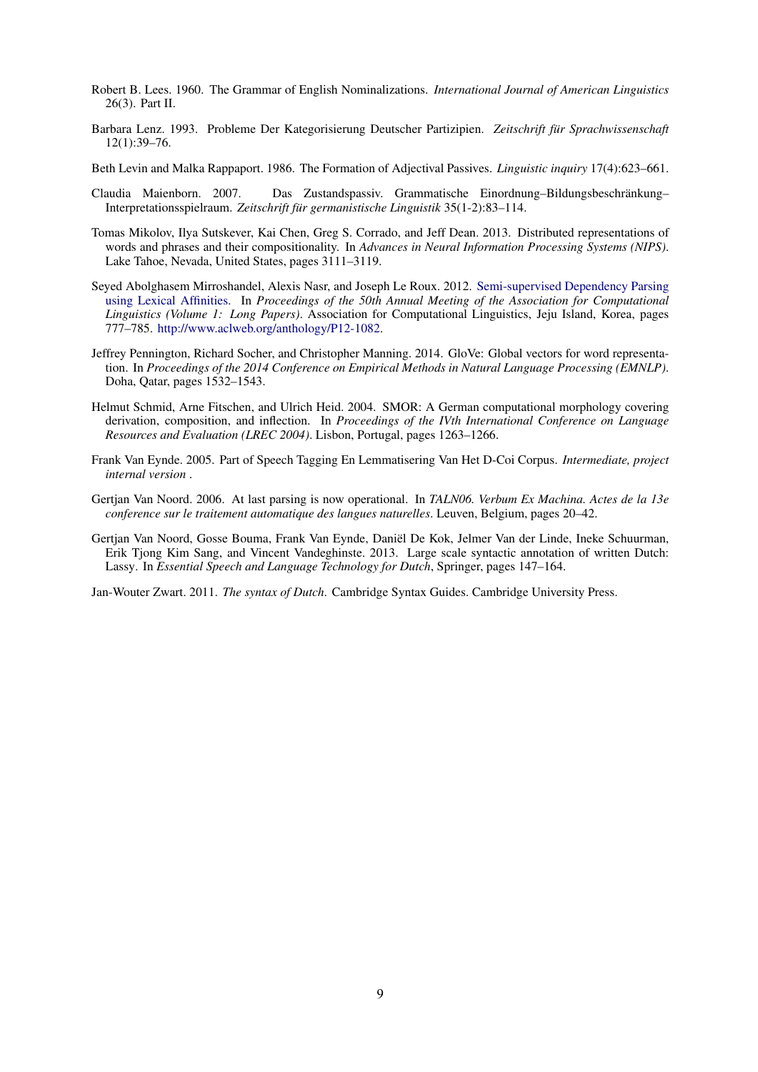Robert B. Lees. 1960. The Grammar of English Nominalizations. *International Journal of American Linguistics* 26(3). Part II.

Barbara Lenz. 1993. Probleme Der Kategorisierung Deutscher Partizipien. *Zeitschrift für Sprachwissenschaft* 12(1):39–76.

Beth Levin and Malka Rappaport. 1986. The Formation of Adjectival Passives. *Linguistic inquiry* 17(4):623–661.

Claudia Maienborn. 2007. Das Zustandspassiv. Grammatische Einordnung–Bildungsbeschränkung–Interpretationsspielraum. *Zeitschrift für germanistische Linguistik* 35(1-2):83–114.

Tomas Mikolov, Ilya Sutskever, Kai Chen, Greg S. Corrado, and Jeff Dean. 2013. Distributed representations of words and phrases and their compositionality. In *Advances in Neural Information Processing Systems (NIPS)*. Lake Tahoe, Nevada, United States, pages 3111–3119.

Seyed Abolghasem Mirroshandel, Alexis Nasr, and Joseph Le Roux. 2012. Semi-supervised Dependency Parsing using Lexical Affinities. In *Proceedings of the 50th Annual Meeting of the Association for Computational Linguistics (Volume 1: Long Papers)*. Association for Computational Linguistics, Jeju Island, Korea, pages 777–785. http://www.aclweb.org/anthology/P12-1082.

Jeffrey Pennington, Richard Socher, and Christopher Manning. 2014. GloVe: Global vectors for word representation. In *Proceedings of the 2014 Conference on Empirical Methods in Natural Language Processing (EMNLP)*. Doha, Qatar, pages 1532–1543.

Helmut Schmid, Arne Fitschen, and Ulrich Heid. 2004. SMOR: A German computational morphology covering derivation, composition, and inflection. In *Proceedings of the IVth International Conference on Language Resources and Evaluation (LREC 2004)*. Lisbon, Portugal, pages 1263–1266.

Frank Van Eynde. 2005. Part of Speech Tagging En Lemmatisering Van Het D-Coi Corpus. *Intermediate, project internal version* .

Gertjan Van Noord. 2006. At last parsing is now operational. In *TALN06. Verbum Ex Machina. Actes de la 13e conference sur le traitement automatique des langues naturelles*. Leuven, Belgium, pages 20–42.

Gertjan Van Noord, Gosse Bouma, Frank Van Eynde, Daniël De Kok, Jelmer Van der Linde, Ineke Schuurman, Erik Tjong Kim Sang, and Vincent Vandeghinste. 2013. Large scale syntactic annotation of written Dutch: Lassy. In *Essential Speech and Language Technology for Dutch*, Springer, pages 147–164.

Jan-Wouter Zwart. 2011. *The syntax of Dutch*. Cambridge Syntax Guides. Cambridge University Press.